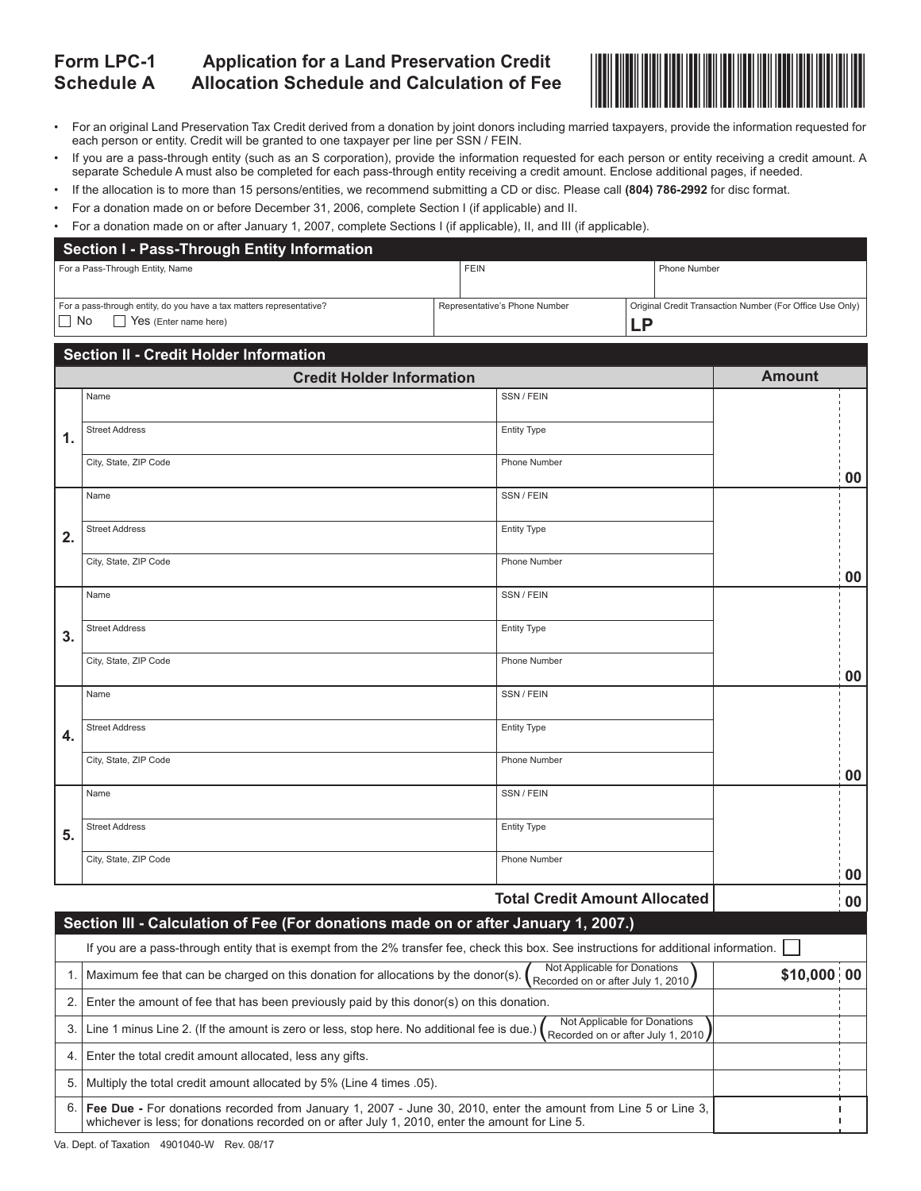# Form LPC-1 Schedule A — Application for a Land Preservation Credit Allocation Schedule and Calculation of Fee

- For an original Land Preservation Tax Credit derived from a donation by joint donors including married taxpayers, provide the information requested for each person or entity. Credit will be granted to one taxpayer per line per SSN / FEIN.
- If you are a pass-through entity (such as an S corporation), provide the information requested for each person or entity receiving a credit amount. A separate Schedule A must also be completed for each pass-through entity receiving a credit amount. Enclose additional pages, if needed.
- If the allocation is to more than 15 persons/entities, we recommend submitting a CD or disc. Please call **(804) 786-2992** for disc format.
- For a donation made on or before December 31, 2006, complete Section I (if applicable) and II.
- For a donation made on or after January 1, 2007, complete Sections I (if applicable), II, and III (if applicable).

## Section I - Pass-Through Entity Information

| For a Pass-Through Entity, Name | FEIN | Phone Number |
|---|---|---|
| | | |
| For a pass-through entity, do you have a tax matters representative? ☐ No ☐ Yes (Enter name here) | Representative's Phone Number | Original Credit Transaction Number (For Office Use Only) LP |

## Section II - Credit Holder Information

| | Credit Holder Information | | Amount |
|---|---|---|---|
| 1. | Name | SSN / FEIN | |
| | Street Address | Entity Type | |
| | City, State, ZIP Code | Phone Number | 00 |
| 2. | Name | SSN / FEIN | |
| | Street Address | Entity Type | |
| | City, State, ZIP Code | Phone Number | 00 |
| 3. | Name | SSN / FEIN | |
| | Street Address | Entity Type | |
| | City, State, ZIP Code | Phone Number | 00 |
| 4. | Name | SSN / FEIN | |
| | Street Address | Entity Type | |
| | City, State, ZIP Code | Phone Number | 00 |
| 5. | Name | SSN / FEIN | |
| | Street Address | Entity Type | |
| | City, State, ZIP Code | Phone Number | 00 |
| | | **Total Credit Amount Allocated** | 00 |

## Section III - Calculation of Fee (For donations made on or after January 1, 2007.)

If you are a pass-through entity that is exempt from the 2% transfer fee, check this box. See instructions for additional information. ☐

| | | |
|---|---|---|
| 1. | Maximum fee that can be charged on this donation for allocations by the donor(s). (Not Applicable for Donations Recorded on or after July 1, 2010) | $10,000 00 |
| 2. | Enter the amount of fee that has been previously paid by this donor(s) on this donation. | |
| 3. | Line 1 minus Line 2. (If the amount is zero or less, stop here. No additional fee is due.) (Not Applicable for Donations Recorded on or after July 1, 2010) | |
| 4. | Enter the total credit amount allocated, less any gifts. | |
| 5. | Multiply the total credit amount allocated by 5% (Line 4 times .05). | |
| 6. | **Fee Due -** For donations recorded from January 1, 2007 - June 30, 2010, enter the amount from Line 5 or Line 3, whichever is less; for donations recorded on or after July 1, 2010, enter the amount for Line 5. | |

Va. Dept. of Taxation 4901040-W Rev. 08/17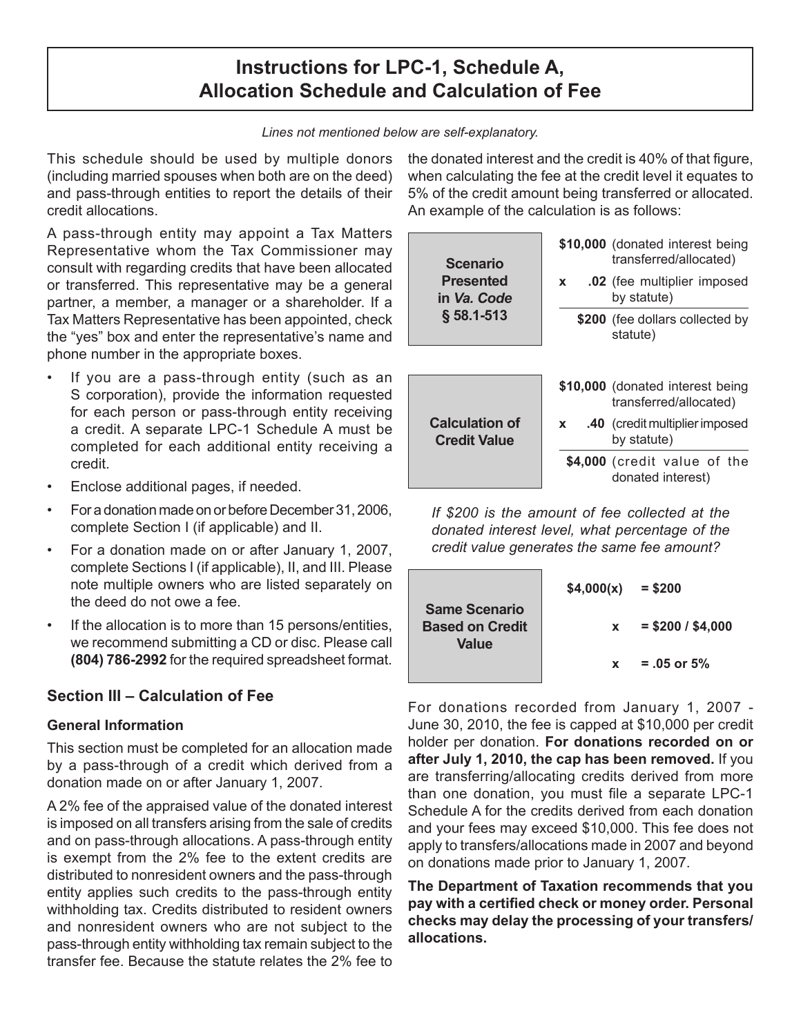# Instructions for LPC-1, Schedule A, Allocation Schedule and Calculation of Fee

*Lines not mentioned below are self-explanatory.*

This schedule should be used by multiple donors (including married spouses when both are on the deed) and pass-through entities to report the details of their credit allocations.

A pass-through entity may appoint a Tax Matters Representative whom the Tax Commissioner may consult with regarding credits that have been allocated or transferred. This representative may be a general partner, a member, a manager or a shareholder. If a Tax Matters Representative has been appointed, check the "yes" box and enter the representative's name and phone number in the appropriate boxes.

- If you are a pass-through entity (such as an S corporation), provide the information requested for each person or pass-through entity receiving a credit. A separate LPC-1 Schedule A must be completed for each additional entity receiving a credit.
- Enclose additional pages, if needed.
- For a donation made on or before December 31, 2006, complete Section I (if applicable) and II.
- For a donation made on or after January 1, 2007, complete Sections I (if applicable), II, and III. Please note multiple owners who are listed separately on the deed do not owe a fee.
- If the allocation is to more than 15 persons/entities, we recommend submitting a CD or disc. Please call **(804) 786-2992** for the required spreadsheet format.

## Section III – Calculation of Fee

### General Information

This section must be completed for an allocation made by a pass-through of a credit which derived from a donation made on or after January 1, 2007.

A 2% fee of the appraised value of the donated interest is imposed on all transfers arising from the sale of credits and on pass-through allocations. A pass-through entity is exempt from the 2% fee to the extent credits are distributed to nonresident owners and the pass-through entity applies such credits to the pass-through entity withholding tax. Credits distributed to resident owners and nonresident owners who are not subject to the pass-through entity withholding tax remain subject to the transfer fee. Because the statute relates the 2% fee to the donated interest and the credit is 40% of that figure, when calculating the fee at the credit level it equates to 5% of the credit amount being transferred or allocated. An example of the calculation is as follows:

| | | |
|---|---|---|
| **Scenario Presented in *Va. Code* § 58.1-513** | **$10,000** | (donated interest being transferred/allocated) |
| | x **.02** | (fee multiplier imposed by statute) |
| | **$200** | (fee dollars collected by statute) |
| **Calculation of Credit Value** | **$10,000** | (donated interest being transferred/allocated) |
| | x **.40** | (credit multiplier imposed by statute) |
| | **$4,000** | (credit value of the donated interest) |

*If $200 is the amount of fee collected at the donated interest level, what percentage of the credit value generates the same fee amount?*

| | | |
|---|---|---|
| **Same Scenario Based on Credit Value** | **$4,000(x)** | **= $200** |
| | **x** | **= $200 / $4,000** |
| | **x** | **= .05 or 5%** |

For donations recorded from January 1, 2007 - June 30, 2010, the fee is capped at $10,000 per credit holder per donation. **For donations recorded on or after July 1, 2010, the cap has been removed.** If you are transferring/allocating credits derived from more than one donation, you must file a separate LPC-1 Schedule A for the credits derived from each donation and your fees may exceed $10,000. This fee does not apply to transfers/allocations made in 2007 and beyond on donations made prior to January 1, 2007.

**The Department of Taxation recommends that you pay with a certified check or money order. Personal checks may delay the processing of your transfers/allocations.**